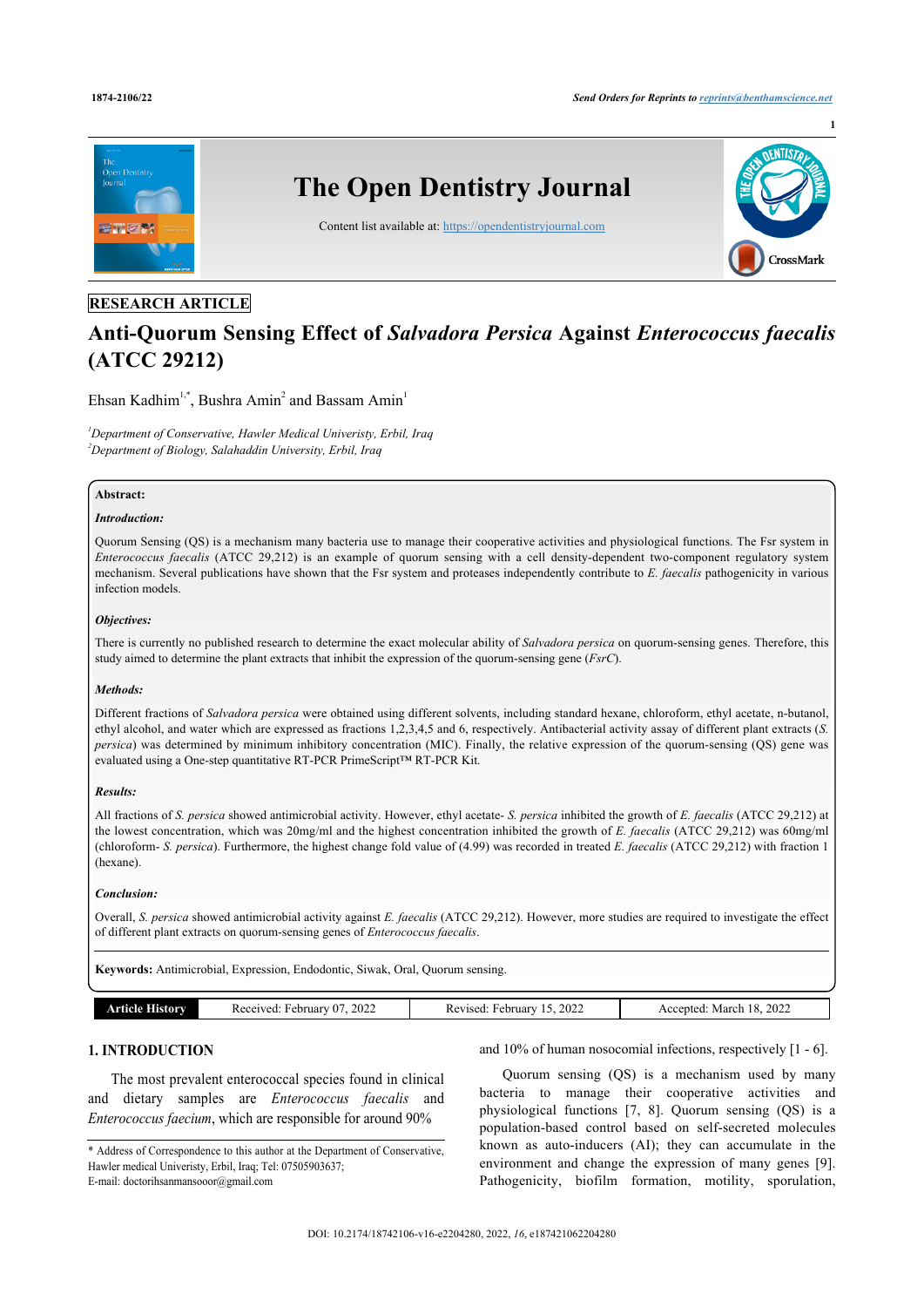RESEARCH ARTICLE

# Anti-Quorum Sensing Effect of *Salvadora Persica* Against *Enterococcus faecalis* (ATCC 29212)

Ehsan Kadhim[1,*], Bushra Amin[2] and Bassam Amin[1]

[1]*Department of Conservative, Hawler Medical Univeristy, Erbil, Iraq*
[2]*Department of Biology, Salahaddin University, Erbil, Iraq*

**Abstract:**

***Introduction:***

Quorum Sensing (QS) is a mechanism many bacteria use to manage their cooperative activities and physiological functions. The Fsr system in *Enterococcus faecalis* (ATCC 29,212) is an example of quorum sensing with a cell density-dependent two-component regulatory system mechanism. Several publications have shown that the Fsr system and proteases independently contribute to *E. faecalis* pathogenicity in various infection models.

***Objectives:***

There is currently no published research to determine the exact molecular ability of *Salvadora persica* on quorum-sensing genes. Therefore, this study aimed to determine the plant extracts that inhibit the expression of the quorum-sensing gene (*FsrC*).

***Methods:***

Different fractions of *Salvadora persica* were obtained using different solvents, including standard hexane, chloroform, ethyl acetate, n-butanol, ethyl alcohol, and water which are expressed as fractions 1,2,3,4,5 and 6, respectively. Antibacterial activity assay of different plant extracts (*S. persica*) was determined by minimum inhibitory concentration (MIC). Finally, the relative expression of the quorum-sensing (QS) gene was evaluated using a One-step quantitative RT-PCR PrimeScript™ RT-PCR Kit.

***Results:***

All fractions of *S. persica* showed antimicrobial activity. However, ethyl acetate- *S. persica* inhibited the growth of *E. faecalis* (ATCC 29,212) at the lowest concentration, which was 20mg/ml and the highest concentration inhibited the growth of *E. faecalis* (ATCC 29,212) was 60mg/ml (chloroform- *S. persica*). Furthermore, the highest change fold value of (4.99) was recorded in treated *E. faecalis* (ATCC 29,212) with fraction 1 (hexane).

***Conclusion:***

Overall, *S. persica* showed antimicrobial activity against *E. faecalis* (ATCC 29,212). However, more studies are required to investigate the effect of different plant extracts on quorum-sensing genes of *Enterococcus faecalis*.

**Keywords:** Antimicrobial, Expression, Endodontic, Siwak, Oral, Quorum sensing.

| Article History | Received: February 07, 2022 | Revised: February 15, 2022 | Accepted: March 18, 2022 |
|---|---|---|---|

## 1. INTRODUCTION

The most prevalent enterococcal species found in clinical and dietary samples are *Enterococcus faecalis* and *Enterococcus faecium*, which are responsible for around 90% and 10% of human nosocomial infections, respectively [1 - 6].

Quorum sensing (QS) is a mechanism used by many bacteria to manage their cooperative activities and physiological functions [7, 8]. Quorum sensing (QS) is a population-based control based on self-secreted molecules known as auto-inducers (AI); they can accumulate in the environment and change the expression of many genes [9]. Pathogenicity, biofilm formation, motility, sporulation,

\* Address of Correspondence to this author at the Department of Conservative, Hawler medical Univeristy, Erbil, Iraq; Tel: 07505903637;
E-mail: doctorihsanmansooor@gmail.com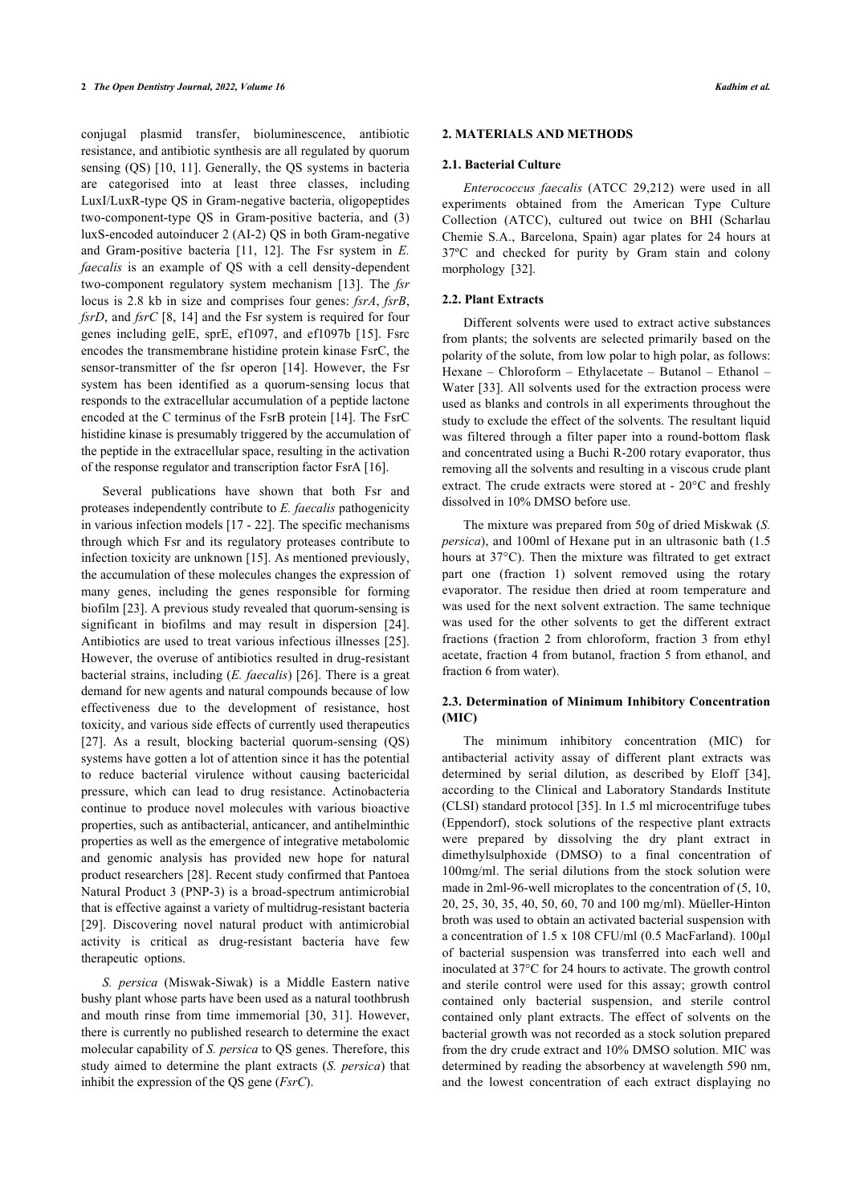conjugal plasmid transfer, bioluminescence, antibiotic resistance, and antibiotic synthesis are all regulated by quorum sensing (QS) [10, 11]. Generally, the QS systems in bacteria are categorised into at least three classes, including LuxI/LuxR-type QS in Gram-negative bacteria, oligopeptides two-component-type QS in Gram-positive bacteria, and (3) luxS-encoded autoinducer 2 (AI-2) QS in both Gram-negative and Gram-positive bacteria [11, 12]. The Fsr system in *E. faecalis* is an example of QS with a cell density-dependent two-component regulatory system mechanism [13]. The *fsr* locus is 2.8 kb in size and comprises four genes: *fsrA*, *fsrB*, *fsrD*, and *fsrC* [8, 14] and the Fsr system is required for four genes including gelE, sprE, ef1097, and ef1097b [15]. Fsrc encodes the transmembrane histidine protein kinase FsrC, the sensor-transmitter of the fsr operon [14]. However, the Fsr system has been identified as a quorum-sensing locus that responds to the extracellular accumulation of a peptide lactone encoded at the C terminus of the FsrB protein [14]. The FsrC histidine kinase is presumably triggered by the accumulation of the peptide in the extracellular space, resulting in the activation of the response regulator and transcription factor FsrA [16].

Several publications have shown that both Fsr and proteases independently contribute to *E. faecalis* pathogenicity in various infection models [17 - 22]. The specific mechanisms through which Fsr and its regulatory proteases contribute to infection toxicity are unknown [15]. As mentioned previously, the accumulation of these molecules changes the expression of many genes, including the genes responsible for forming biofilm [23]. A previous study revealed that quorum-sensing is significant in biofilms and may result in dispersion [24]. Antibiotics are used to treat various infectious illnesses [25]. However, the overuse of antibiotics resulted in drug-resistant bacterial strains, including (*E. faecalis*) [26]. There is a great demand for new agents and natural compounds because of low effectiveness due to the development of resistance, host toxicity, and various side effects of currently used therapeutics [27]. As a result, blocking bacterial quorum-sensing (QS) systems have gotten a lot of attention since it has the potential to reduce bacterial virulence without causing bactericidal pressure, which can lead to drug resistance. Actinobacteria continue to produce novel molecules with various bioactive properties, such as antibacterial, anticancer, and antihelminthic properties as well as the emergence of integrative metabolomic and genomic analysis has provided new hope for natural product researchers [28]. Recent study confirmed that Pantoea Natural Product 3 (PNP-3) is a broad-spectrum antimicrobial that is effective against a variety of multidrug-resistant bacteria [29]. Discovering novel natural product with antimicrobial activity is critical as drug-resistant bacteria have few therapeutic options.

*S. persica* (Miswak-Siwak) is a Middle Eastern native bushy plant whose parts have been used as a natural toothbrush and mouth rinse from time immemorial [30, 31]. However, there is currently no published research to determine the exact molecular capability of *S. persica* to QS genes. Therefore, this study aimed to determine the plant extracts (*S. persica*) that inhibit the expression of the QS gene (*FsrC*).

## 2. MATERIALS AND METHODS

### 2.1. Bacterial Culture

*Enterococcus faecalis* (ATCC 29,212) were used in all experiments obtained from the American Type Culture Collection (ATCC), cultured out twice on BHI (Scharlau Chemie S.A., Barcelona, Spain) agar plates for 24 hours at 37ºC and checked for purity by Gram stain and colony morphology [32].

### 2.2. Plant Extracts

Different solvents were used to extract active substances from plants; the solvents are selected primarily based on the polarity of the solute, from low polar to high polar, as follows: Hexane – Chloroform – Ethylacetate – Butanol – Ethanol – Water [33]. All solvents used for the extraction process were used as blanks and controls in all experiments throughout the study to exclude the effect of the solvents. The resultant liquid was filtered through a filter paper into a round-bottom flask and concentrated using a Buchi R-200 rotary evaporator, thus removing all the solvents and resulting in a viscous crude plant extract. The crude extracts were stored at - 20°C and freshly dissolved in 10% DMSO before use.

The mixture was prepared from 50g of dried Miskwak (*S. persica*), and 100ml of Hexane put in an ultrasonic bath (1.5 hours at 37°C). Then the mixture was filtrated to get extract part one (fraction 1) solvent removed using the rotary evaporator. The residue then dried at room temperature and was used for the next solvent extraction. The same technique was used for the other solvents to get the different extract fractions (fraction 2 from chloroform, fraction 3 from ethyl acetate, fraction 4 from butanol, fraction 5 from ethanol, and fraction 6 from water).

### 2.3. Determination of Minimum Inhibitory Concentration (MIC)

The minimum inhibitory concentration (MIC) for antibacterial activity assay of different plant extracts was determined by serial dilution, as described by Eloff [34], according to the Clinical and Laboratory Standards Institute (CLSI) standard protocol [35]. In 1.5 ml microcentrifuge tubes (Eppendorf), stock solutions of the respective plant extracts were prepared by dissolving the dry plant extract in dimethylsulphoxide (DMSO) to a final concentration of 100mg/ml. The serial dilutions from the stock solution were made in 2ml-96-well microplates to the concentration of (5, 10, 20, 25, 30, 35, 40, 50, 60, 70 and 100 mg/ml). Müeller-Hinton broth was used to obtain an activated bacterial suspension with a concentration of 1.5 x 108 CFU/ml (0.5 MacFarland). 100μl of bacterial suspension was transferred into each well and inoculated at 37°C for 24 hours to activate. The growth control and sterile control were used for this assay; growth control contained only bacterial suspension, and sterile control contained only plant extracts. The effect of solvents on the bacterial growth was not recorded as a stock solution prepared from the dry crude extract and 10% DMSO solution. MIC was determined by reading the absorbency at wavelength 590 nm, and the lowest concentration of each extract displaying no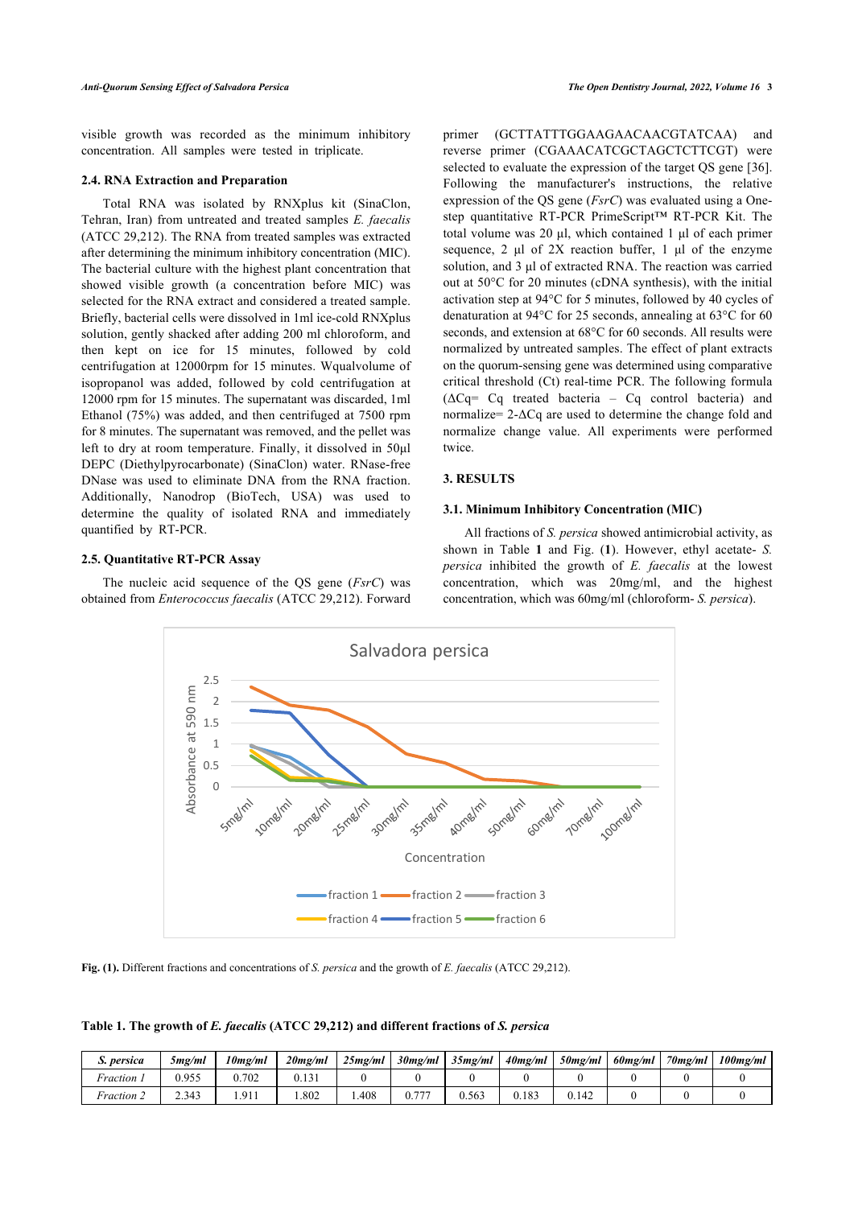visible growth was recorded as the minimum inhibitory concentration. All samples were tested in triplicate.

### 2.4. RNA Extraction and Preparation

Total RNA was isolated by RNXplus kit (SinaClon, Tehran, Iran) from untreated and treated samples *E. faecalis* (ATCC 29,212). The RNA from treated samples was extracted after determining the minimum inhibitory concentration (MIC). The bacterial culture with the highest plant concentration that showed visible growth (a concentration before MIC) was selected for the RNA extract and considered a treated sample. Briefly, bacterial cells were dissolved in 1ml ice-cold RNXplus solution, gently shacked after adding 200 ml chloroform, and then kept on ice for 15 minutes, followed by cold centrifugation at 12000rpm for 15 minutes. Wqualvolume of isopropanol was added, followed by cold centrifugation at 12000 rpm for 15 minutes. The supernatant was discarded, 1ml Ethanol (75%) was added, and then centrifuged at 7500 rpm for 8 minutes. The supernatant was removed, and the pellet was left to dry at room temperature. Finally, it dissolved in 50µl DEPC (Diethylpyrocarbonate) (SinaClon) water. RNase-free DNase was used to eliminate DNA from the RNA fraction. Additionally, Nanodrop (BioTech, USA) was used to determine the quality of isolated RNA and immediately quantified by RT-PCR.

### 2.5. Quantitative RT-PCR Assay

The nucleic acid sequence of the QS gene (*FsrC*) was obtained from *Enterococcus faecalis* (ATCC 29,212). Forward primer (GCTTATTTGGAAGAACAACGTATCAA) and reverse primer (CGAAACATCGCTAGCTCTTCGT) were selected to evaluate the expression of the target QS gene [36]. Following the manufacturer's instructions, the relative expression of the QS gene (*FsrC*) was evaluated using a One-step quantitative RT-PCR PrimeScript™ RT-PCR Kit. The total volume was 20 µl, which contained 1 µl of each primer sequence, 2 µl of 2X reaction buffer, 1 µl of the enzyme solution, and 3 µl of extracted RNA. The reaction was carried out at 50°C for 20 minutes (cDNA synthesis), with the initial activation step at 94°C for 5 minutes, followed by 40 cycles of denaturation at 94°C for 25 seconds, annealing at 63°C for 60 seconds, and extension at 68°C for 60 seconds. All results were normalized by untreated samples. The effect of plant extracts on the quorum-sensing gene was determined using comparative critical threshold (Ct) real-time PCR. The following formula ($\Delta Cq$= Cq treated bacteria – Cq control bacteria) and normalize= $2^{-\Delta Cq}$ are used to determine the change fold and normalize change value. All experiments were performed twice.

## 3. RESULTS

### 3.1. Minimum Inhibitory Concentration (MIC)

All fractions of *S. persica* showed antimicrobial activity, as shown in Table **1** and Fig. (**1**). However, ethyl acetate- *S. persica* inhibited the growth of *E. faecalis* at the lowest concentration, which was 20mg/ml, and the highest concentration, which was 60mg/ml (chloroform- *S. persica*).

**Fig. (1).** Different fractions and concentrations of *S. persica* and the growth of *E. faecalis* (ATCC 29,212).

**Table 1. The growth of *E. faecalis* (ATCC 29,212) and different fractions of *S. persica***

| *S. persica* | *5mg/ml* | *10mg/ml* | *20mg/ml* | *25mg/ml* | *30mg/ml* | *35mg/ml* | *40mg/ml* | *50mg/ml* | *60mg/ml* | *70mg/ml* | *100mg/ml* |
|---|---|---|---|---|---|---|---|---|---|---|---|
| *Fraction 1* | 0.955 | 0.702 | 0.131 | 0 | 0 | 0 | 0 | 0 | 0 | 0 | 0 |
| *Fraction 2* | 2.343 | 1.911 | 1.802 | 1.408 | 0.777 | 0.563 | 0.183 | 0.142 | 0 | 0 | 0 |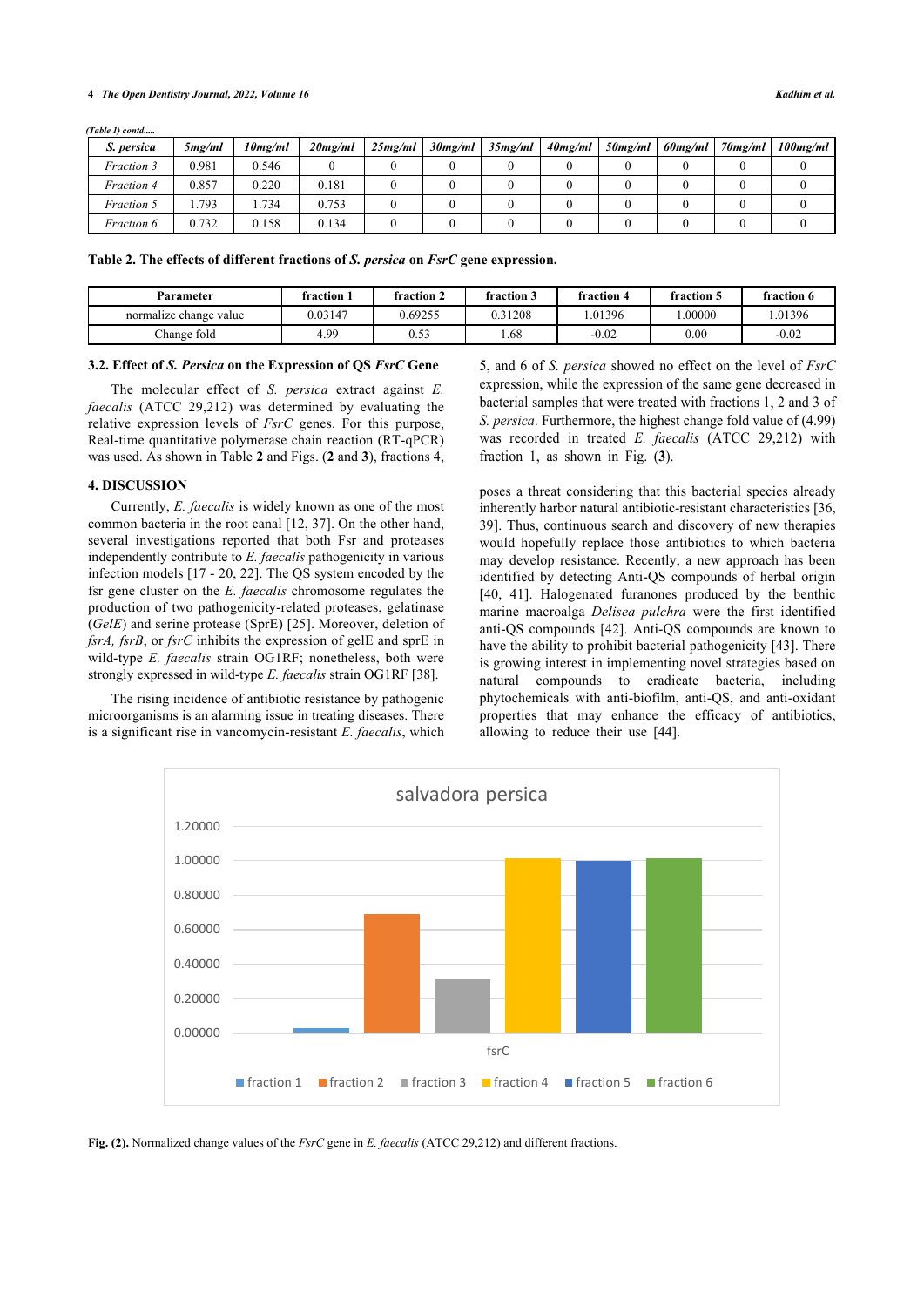*(Table 1) contd.....*

| *S. persica* | *5mg/ml* | *10mg/ml* | *20mg/ml* | *25mg/ml* | *30mg/ml* | *35mg/ml* | *40mg/ml* | *50mg/ml* | *60mg/ml* | *70mg/ml* | *100mg/ml* |
|---|---|---|---|---|---|---|---|---|---|---|---|
| *Fraction 3* | 0.981 | 0.546 | 0 | 0 | 0 | 0 | 0 | 0 | 0 | 0 | 0 |
| *Fraction 4* | 0.857 | 0.220 | 0.181 | 0 | 0 | 0 | 0 | 0 | 0 | 0 | 0 |
| *Fraction 5* | 1.793 | 1.734 | 0.753 | 0 | 0 | 0 | 0 | 0 | 0 | 0 | 0 |
| *Fraction 6* | 0.732 | 0.158 | 0.134 | 0 | 0 | 0 | 0 | 0 | 0 | 0 | 0 |

**Table 2. The effects of different fractions of *S. persica* on *FsrC* gene expression.**

| Parameter | fraction 1 | fraction 2 | fraction 3 | fraction 4 | fraction 5 | fraction 6 |
|---|---|---|---|---|---|---|
| normalize change value | 0.03147 | 0.69255 | 0.31208 | 1.01396 | 1.00000 | 1.01396 |
| Change fold | 4.99 | 0.53 | 1.68 | -0.02 | 0.00 | -0.02 |

### 3.2. Effect of *S. Persica* on the Expression of QS *FsrC* Gene

The molecular effect of *S. persica* extract against *E. faecalis* (ATCC 29,212) was determined by evaluating the relative expression levels of *FsrC* genes. For this purpose, Real-time quantitative polymerase chain reaction (RT-qPCR) was used. As shown in Table **2** and Figs. (**2** and **3**), fractions 4, 5, and 6 of *S. persica* showed no effect on the level of *FsrC* expression, while the expression of the same gene decreased in bacterial samples that were treated with fractions 1, 2 and 3 of *S. persica*. Furthermore, the highest change fold value of (4.99) was recorded in treated *E. faecalis* (ATCC 29,212) with fraction 1, as shown in Fig. (**3**).

## 4. DISCUSSION

Currently, *E. faecalis* is widely known as one of the most common bacteria in the root canal [12, 37]. On the other hand, several investigations reported that both Fsr and proteases independently contribute to *E. faecalis* pathogenicity in various infection models [17 - 20, 22]. The QS system encoded by the fsr gene cluster on the *E. faecalis* chromosome regulates the production of two pathogenicity-related proteases, gelatinase (*GelE*) and serine protease (SprE) [25]. Moreover, deletion of *fsrA, fsrB*, or *fsrC* inhibits the expression of gelE and sprE in wild-type *E. faecalis* strain OG1RF; nonetheless, both were strongly expressed in wild-type *E. faecalis* strain OG1RF [38].

The rising incidence of antibiotic resistance by pathogenic microorganisms is an alarming issue in treating diseases. There is a significant rise in vancomycin-resistant *E. faecalis*, which poses a threat considering that this bacterial species already inherently harbor natural antibiotic-resistant characteristics [36, 39]. Thus, continuous search and discovery of new therapies would hopefully replace those antibiotics to which bacteria may develop resistance. Recently, a new approach has been identified by detecting Anti-QS compounds of herbal origin [40, 41]. Halogenated furanones produced by the benthic marine macroalga *Delisea pulchra* were the first identified anti-QS compounds [42]. Anti-QS compounds are known to have the ability to prohibit bacterial pathogenicity [43]. There is growing interest in implementing novel strategies based on natural compounds to eradicate bacteria, including phytochemicals with anti-biofilm, anti-QS, and anti-oxidant properties that may enhance the efficacy of antibiotics, allowing to reduce their use [44].

**Fig. (2).** Normalized change values of the *FsrC* gene in *E. faecalis* (ATCC 29,212) and different fractions.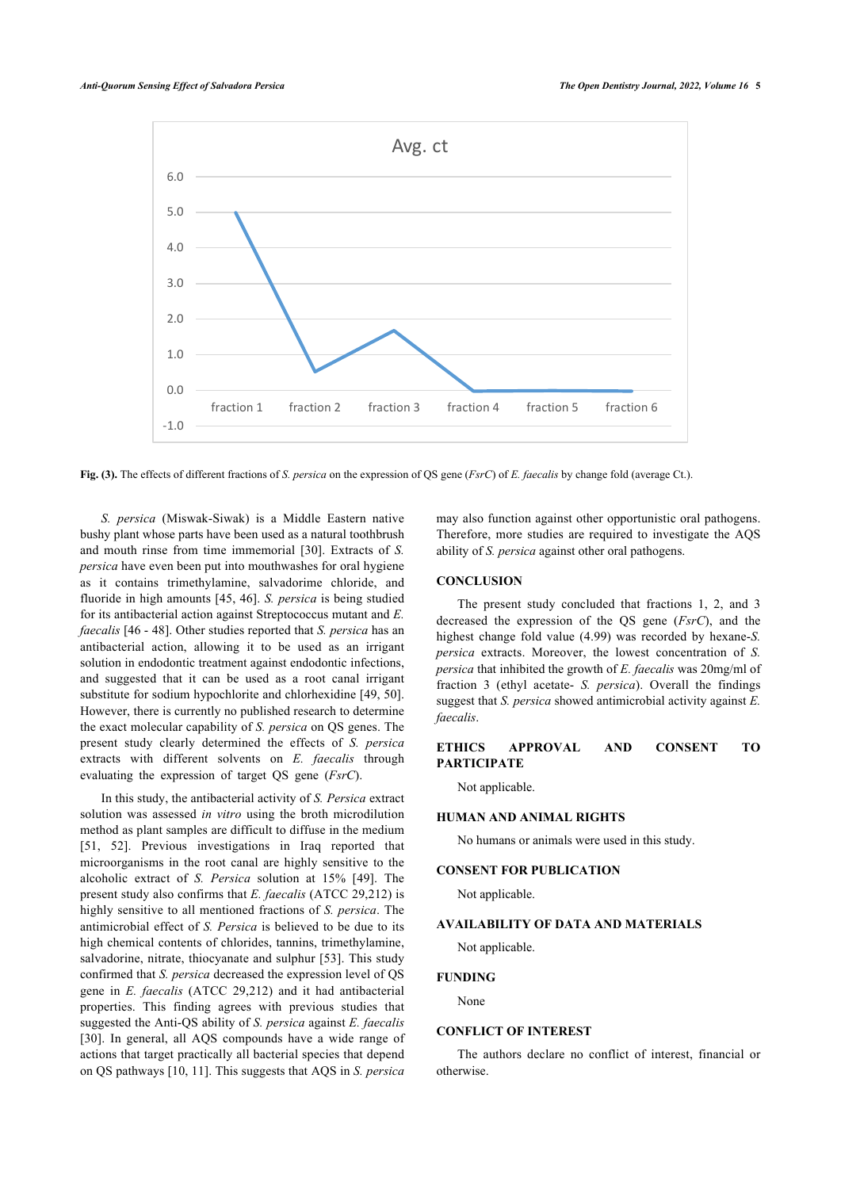Fig. (3). The effects of different fractions of *S. persica* on the expression of QS gene (*FsrC*) of *E. faecalis* by change fold (average Ct.).

*S. persica* (Miswak-Siwak) is a Middle Eastern native bushy plant whose parts have been used as a natural toothbrush and mouth rinse from time immemorial [30]. Extracts of *S. persica* have even been put into mouthwashes for oral hygiene as it contains trimethylamine, salvadorime chloride, and fluoride in high amounts [45, 46]. *S. persica* is being studied for its antibacterial action against Streptococcus mutant and *E. faecalis* [46 - 48]. Other studies reported that *S. persica* has an antibacterial action, allowing it to be used as an irrigant solution in endodontic treatment against endodontic infections, and suggested that it can be used as a root canal irrigant substitute for sodium hypochlorite and chlorhexidine [49, 50]. However, there is currently no published research to determine the exact molecular capability of *S. persica* on QS genes. The present study clearly determined the effects of *S. persica* extracts with different solvents on *E. faecalis* through evaluating the expression of target QS gene (*FsrC*).

In this study, the antibacterial activity of *S. Persica* extract solution was assessed *in vitro* using the broth microdilution method as plant samples are difficult to diffuse in the medium [51, 52]. Previous investigations in Iraq reported that microorganisms in the root canal are highly sensitive to the alcoholic extract of *S. Persica* solution at 15% [49]. The present study also confirms that *E. faecalis* (ATCC 29,212) is highly sensitive to all mentioned fractions of *S. persica*. The antimicrobial effect of *S. Persica* is believed to be due to its high chemical contents of chlorides, tannins, trimethylamine, salvadorine, nitrate, thiocyanate and sulphur [53]. This study confirmed that *S. persica* decreased the expression level of QS gene in *E. faecalis* (ATCC 29,212) and it had antibacterial properties. This finding agrees with previous studies that suggested the Anti-QS ability of *S. persica* against *E. faecalis* [30]. In general, all AQS compounds have a wide range of actions that target practically all bacterial species that depend on QS pathways [10, 11]. This suggests that AQS in *S. persica* may also function against other opportunistic oral pathogens. Therefore, more studies are required to investigate the AQS ability of *S. persica* against other oral pathogens.

## CONCLUSION

The present study concluded that fractions 1, 2, and 3 decreased the expression of the QS gene (*FsrC*), and the highest change fold value (4.99) was recorded by hexane-*S. persica* extracts. Moreover, the lowest concentration of *S. persica* that inhibited the growth of *E. faecalis* was 20mg/ml of fraction 3 (ethyl acetate- *S. persica*). Overall the findings suggest that *S. persica* showed antimicrobial activity against *E. faecalis*.

## ETHICS APPROVAL AND CONSENT TO PARTICIPATE

Not applicable.

## HUMAN AND ANIMAL RIGHTS

No humans or animals were used in this study.

## CONSENT FOR PUBLICATION

Not applicable.

## AVAILABILITY OF DATA AND MATERIALS

Not applicable.

## FUNDING

None

## CONFLICT OF INTEREST

The authors declare no conflict of interest, financial or otherwise.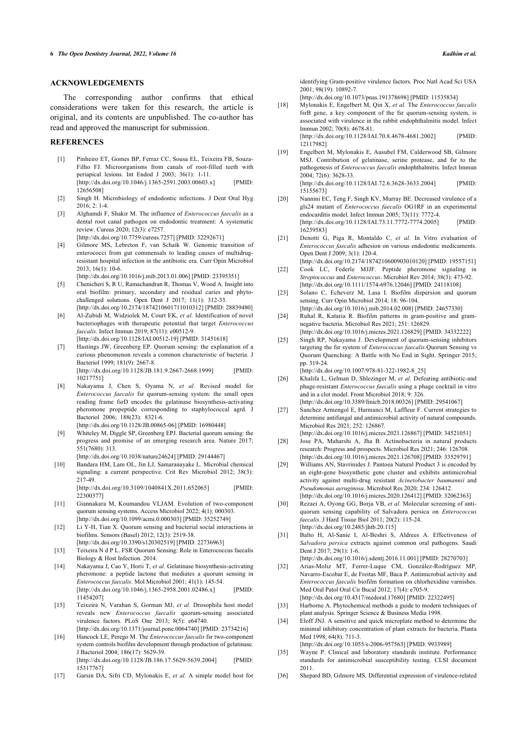## ACKNOWLEDGEMENTS

The corresponding author confirms that ethical considerations were taken for this research, the article is original, and its contents are unpublished. The co-author has read and approved the manuscript for submission.

## REFERENCES

[1] Pinheiro ET, Gomes BP, Ferraz CC, Sousa EL, Teixeira FB, Souza-Filho FJ. Microorganisms from canals of root-filled teeth with periapical lesions. Int Endod J 2003; 36(1): 1-11. [http://dx.doi.org/10.1046/j.1365-2591.2003.00603.x] [PMID: 12656508]

[2] Singh H. Microbiology of endodontic infections. J Dent Oral Hyg 2016; 2: 1-4.

[3] Alghamdi F, Shakir M. The influence of *Enterococcus faecalis* as a dental root canal pathogen on endodontic treatment: A systematic review. Cureus 2020; 12(3): e7257. [http://dx.doi.org/10.7759/cureus.7257] [PMID: 32292671]

[4] Gilmore MS, Lebreton F, van Schaik W. Genomic transition of enterococci from gut commensals to leading causes of multidrug-resistant hospital infection in the antibiotic era. Curr Opin Microbiol 2013; 16(1): 10-6. [http://dx.doi.org/10.1016/j.mib.2013.01.006] [PMID: 23395351]

[5] Chenicheri S, R U, Ramachandran R, Thomas V, Wood A. Insight into oral biofilm: primary, secondary and residual caries and phyto-challenged solutions. Open Dent J 2017; 11(1): 312-33. [http://dx.doi.org/10.2174/1874210601711010312] [PMID: 28839480]

[6] Al-Zubidi M, Widziolek M, Court EK, *et al.* Identification of novel bacteriophages with therapeutic potential that target *Enterococcus faecalis*. Infect Immun 2019; 87(11): e00512-9. [http://dx.doi.org/10.1128/IAI.00512-19] [PMID: 31451618]

[7] Hastings JW, Greenberg EP. Quorum sensing: the explanation of a curious phenomenon reveals a common characteristic of bacteria. J Bacteriol 1999; 181(9): 2667-8. [http://dx.doi.org/10.1128/JB.181.9.2667-2668.1999] [PMID: 10217751]

[8] Nakayama J, Chen S, Oyama N, *et al.* Revised model for *Enterococcus faecalis* fsr quorum-sensing system: the small open reading frame fsrD encodes the gelatinase biosynthesis-activating pheromone propeptide corresponding to staphylococcal agrd. J Bacteriol 2006; 188(23): 8321-6. [http://dx.doi.org/10.1128/JB.00865-06] [PMID: 16980448]

[9] Whiteley M, Diggle SP, Greenberg EPJ. Bacterial quorum sensing: the progress and promise of an emerging research area. Nature 2017; 551(7680): 313. [http://dx.doi.org/10.1038/nature24624] [PMID: 29144467]

[10] Bandara HM, Lam OL, Jin LJ, Samaranayake L. Microbial chemical signaling: a current perspective. Crit Rev Microbiol 2012; 38(3): 217-49. [http://dx.doi.org/10.3109/1040841X.2011.652065] [PMID: 22300377]

[11] Giannakara M, Koumandou VLJAM. Evolution of two-component quorum sensing systems. Access Microbiol 2022; 4(1): 000303. [http://dx.doi.org/10.1099/acmi.0.000303] [PMID: 35252749]

[12] Li Y-H, Tian X. Quorum sensing and bacterial social interactions in biofilms. Sensors (Basel) 2012; 12(3): 2519-38. [http://dx.doi.org/10.3390/s120302519] [PMID: 22736963]

[13] Teixeira N d P L. FSR Quorum Sensing: Role in Enterococcus faecalis Biology & Host Infection. 2014.

[14] Nakayama J, Cao Y, Horii T, *et al.* Gelatinase biosynthesis-activating pheromone: a peptide lactone that mediates a quorum sensing in *Enterococcus faecalis*. Mol Microbiol 2001; 41(1): 145-54. [http://dx.doi.org/10.1046/j.1365-2958.2001.02486.x] [PMID: 11454207]

[15] Teixeira N, Varahan S, Gorman MJ, *et al.* Drosophila host model reveals new *Enterococcus faecalis* quorum-sensing associated virulence factors. PLoS One 2013; 8(5): e64740. [http://dx.doi.org/10.1371/journal.pone.0064740] [PMID: 23734216]

[16] Hancock LE, Perego M. The *Enterococcus faecalis* fsr two-component system controls biofilm development through production of gelatinase. J Bacteriol 2004; 186(17): 5629-39. [http://dx.doi.org/10.1128/JB.186.17.5629-5639.2004] [PMID: 15317767]

[17] Garsin DA, Sifri CD, Mylonakis E, *et al.* A simple model host for identifying Gram-positive virulence factors. Proc Natl Acad Sci USA 2001; 98(19): 10892-7. [http://dx.doi.org/10.1073/pnas.191378698] [PMID: 11535834]

[18] Mylonakis E, Engelbert M, Qin X, *et al.* The *Enterococcus faecalis* fsrB gene, a key component of the fsr quorum-sensing system, is associated with virulence in the rabbit endophthalmitis model. Infect Immun 2002; 70(8): 4678-81. [http://dx.doi.org/10.1128/IAI.70.8.4678-4681.2002] [PMID: 12117982]

[19] Engelbert M, Mylonakis E, Ausubel FM, Calderwood SB, Gilmore MSJ. Contribution of gelatinase, serine protease, and fsr to the pathogenesis of *Enterococcus faecalis* endophthalmitis. Infect Immun 2004; 72(6): 3628-33. [http://dx.doi.org/10.1128/IAI.72.6.3628-3633.2004] [PMID: 15155673]

[20] Nannini EC, Teng F, Singh KV, Murray BE. Decreased virulence of a gls24 mutant of *Enterococcus faecalis* OG1RF in an experimental endocarditis model. Infect Immun 2005; 73(11): 7772-4. [http://dx.doi.org/10.1128/IAI.73.11.7772-7774.2005] [PMID: 16239583]

[21] Denotti G, Piga R, Montaldo C, *et al.* In Vitro evaluation of *Enterococcus faecalis* adhesion on various endodontic medicaments. Open Dent J 2009; 3(1): 120-4. [http://dx.doi.org/10.2174/1874210600903010120] [PMID: 19557151]

[22] Cook LC, Federle MJJF. Peptide pheromone signaling in *Streptococcus* and *Enterococcus*. Microbiol Rev 2014; 38(3): 473-92. [http://dx.doi.org/10.1111/1574-6976.12046] [PMID: 24118108]

[23] Solano C, Echeverz M, Lasa I. Biofilm dispersion and quorum sensing. Curr Opin Microbiol 2014; 18: 96-104. [http://dx.doi.org/10.1016/j.mib.2014.02.008] [PMID: 24657330]

[24] Ruhal R, Kataria R. Biofilm patterns in gram-positive and gram-negative bacteria. Microbiol Res 2021; 251: 126829. [http://dx.doi.org/10.1016/j.micres.2021.126829] [PMID: 34332222]

[25] Singh RP, Nakayama J. Development of quorum-sensing inhibitors targeting the fsr system of *Enterococcus faecalis*.Quorum Sensing vs Quorum Quenching: A Battle with No End in Sight. Springer 2015; pp. 319-24. [http://dx.doi.org/10.1007/978-81-322-1982-8_25]

[26] Khalifa L, Gelman D, Shlezinger M, *et al.* Defeating antibiotic-and phage-resistant *Enterococcus faecalis* using a phage cocktail in vitro and in a clot model. Front Microbiol 2018; 9: 326. [http://dx.doi.org/10.3389/fmicb.2018.00326] [PMID: 29541067]

[27] Sanchez Armengol E, Harmanci M, Laffleur F. Current strategies to determine antifungal and antimicrobial activity of natural compounds. Microbiol Res 2021; 252: 126867. [http://dx.doi.org/10.1016/j.micres.2021.126867] [PMID: 34521051]

[28] Jose PA, Maharshi A, Jha B. Actinobacteria in natural products research: Progress and prospects. Microbiol Res 2021; 246: 126708. [http://dx.doi.org/10.1016/j.micres.2021.126708] [PMID: 33529791]

[29] Williams AN, Stavrinides J. Pantoea Natural Product 3 is encoded by an eight-gene biosynthetic gene cluster and exhibits antimicrobial activity against multi-drug resistant *Acinetobacter baumannii* and *Pseudomonas aeruginosa*. Microbiol Res 2020; 234: 126412. [http://dx.doi.org/10.1016/j.micres.2020.126412] [PMID: 32062363]

[30] Rezaei A, Oyong GG, Borja VB, *et al.* Molecular screening of anti-quorum sensing capability of Salvadora persica on *Enterococcus faecalis*. J Hard Tissue Biol 2011; 20(2): 115-24. [http://dx.doi.org/10.2485/jhtb.20.115]

[31] Balto H, Al-Sanie I, Al-Beshri S, Aldrees A. Effectiveness of *Salvadora persica* extracts against common oral pathogens. Saudi Dent J 2017; 29(1): 1-6. [http://dx.doi.org/10.1016/j.sdentj.2016.11.001] [PMID: 28270703]

[32] Arias-Moliz MT, Ferrer-Luque CM, González-Rodríguez MP, Navarro-Escobar E, de Freitas MF, Baca P. Antimicrobial activity and *Enterococcus faecalis* biofilm formation on chlorhexidine varnishes. Med Oral Patol Oral Cir Bucal 2012; 17(4): e705-9. [http://dx.doi.org/10.4317/medoral.17680] [PMID: 22322495]

[33] Harborne A. Phytochemical methods a guide to modern techniques of plant analysis. Springer Science & Business Media 1998.

[34] Eloff JNJ. A sensitive and quick microplate method to determine the minimal inhibitory concentration of plant extracts for bacteria. Planta Med 1998; 64(8): 711-3. [http://dx.doi.org/10.1055/s-2006-957563] [PMID: 9933989]

[35] Wayne P. Clinical and laboratory standards institute. Performance standards for antimicrobial susceptibility testing. CLSI document 2011.

[36] Shepard BD, Gilmore MS. Differential expression of virulence-related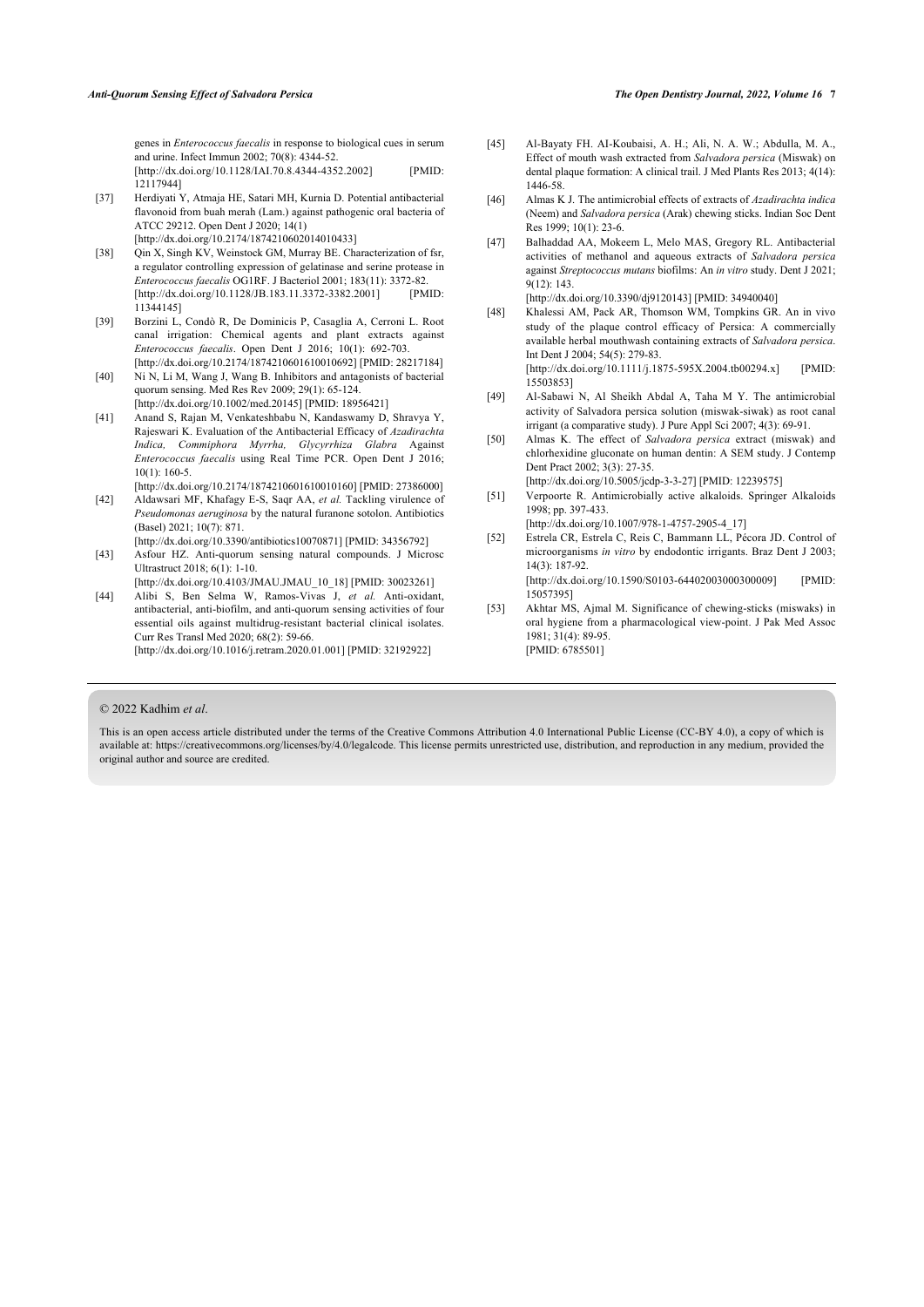genes in *Enterococcus faecalis* in response to biological cues in serum and urine. Infect Immun 2002; 70(8): 4344-52. [http://dx.doi.org/10.1128/IAI.70.8.4344-4352.2002] [PMID: 12117944]

[37] Herdiyati Y, Atmaja HE, Satari MH, Kurnia D. Potential antibacterial flavonoid from buah merah (Lam.) against pathogenic oral bacteria of ATCC 29212. Open Dent J 2020; 14(1) [http://dx.doi.org/10.2174/1874210602014010433]

[38] Qin X, Singh KV, Weinstock GM, Murray BE. Characterization of fsr, a regulator controlling expression of gelatinase and serine protease in *Enterococcus faecalis* OG1RF. J Bacteriol 2001; 183(11): 3372-82. [http://dx.doi.org/10.1128/JB.183.11.3372-3382.2001] [PMID: 11344145]

[39] Borzini L, Condò R, De Dominicis P, Casaglia A, Cerroni L. Root canal irrigation: Chemical agents and plant extracts against *Enterococcus faecalis*. Open Dent J 2016; 10(1): 692-703. [http://dx.doi.org/10.2174/1874210601610010692] [PMID: 28217184]

[40] Ni N, Li M, Wang J, Wang B. Inhibitors and antagonists of bacterial quorum sensing. Med Res Rev 2009; 29(1): 65-124. [http://dx.doi.org/10.1002/med.20145] [PMID: 18956421]

[41] Anand S, Rajan M, Venkateshbabu N, Kandaswamy D, Shravya Y, Rajeswari K. Evaluation of the Antibacterial Efficacy of *Azadirachta Indica, Commiphora Myrrha, Glycyrrhiza Glabra* Against *Enterococcus faecalis* using Real Time PCR. Open Dent J 2016; 10(1): 160-5. [http://dx.doi.org/10.2174/1874210601610010160] [PMID: 27386000]

[42] Aldawsari MF, Khafagy E-S, Saqr AA, *et al.* Tackling virulence of *Pseudomonas aeruginosa* by the natural furanone sotolon. Antibiotics (Basel) 2021; 10(7): 871. [http://dx.doi.org/10.3390/antibiotics10070871] [PMID: 34356792]

[43] Asfour HZ. Anti-quorum sensing natural compounds. J Microsc Ultrastruct 2018; 6(1): 1-10. [http://dx.doi.org/10.4103/JMAU.JMAU_10_18] [PMID: 30023261]

[44] Alibi S, Ben Selma W, Ramos-Vivas J, *et al.* Anti-oxidant, antibacterial, anti-biofilm, and anti-quorum sensing activities of four essential oils against multidrug-resistant bacterial clinical isolates. Curr Res Transl Med 2020; 68(2): 59-66. [http://dx.doi.org/10.1016/j.retram.2020.01.001] [PMID: 32192922]

[45] Al-Bayaty FH. AI-Koubaisi, A. H.; Ali, N. A. W.; Abdulla, M. A., Effect of mouth wash extracted from *Salvadora persica* (Miswak) on dental plaque formation: A clinical trail. J Med Plants Res 2013; 4(14): 1446-58.

[46] Almas K J. The antimicrobial effects of extracts of *Azadirachta indica* (Neem) and *Salvadora persica* (Arak) chewing sticks. Indian Soc Dent Res 1999; 10(1): 23-6.

[47] Balhaddad AA, Mokeem L, Melo MAS, Gregory RL. Antibacterial activities of methanol and aqueous extracts of *Salvadora persica* against *Streptococcus mutans* biofilms: An *in vitro* study. Dent J 2021; 9(12): 143. [http://dx.doi.org/10.3390/dj9120143] [PMID: 34940040]

[48] Khalessi AM, Pack AR, Thomson WM, Tompkins GR. An in vivo study of the plaque control efficacy of Persica: A commercially available herbal mouthwash containing extracts of *Salvadora persica*. Int Dent J 2004; 54(5): 279-83. [http://dx.doi.org/10.1111/j.1875-595X.2004.tb00294.x] [PMID: 15503853]

[49] Al-Sabawi N, Al Sheikh Abdal A, Taha M Y. The antimicrobial activity of Salvadora persica solution (miswak-siwak) as root canal irrigant (a comparative study). J Pure Appl Sci 2007; 4(3): 69-91.

[50] Almas K. The effect of *Salvadora persica* extract (miswak) and chlorhexidine gluconate on human dentin: A SEM study. J Contemp Dent Pract 2002; 3(3): 27-35. [http://dx.doi.org/10.5005/jcdp-3-3-27] [PMID: 12239575]

[51] Verpoorte R. Antimicrobially active alkaloids. Springer Alkaloids 1998; pp. 397-433. [http://dx.doi.org/10.1007/978-1-4757-2905-4_17]

[52] Estrela CR, Estrela C, Reis C, Bammann LL, Pécora JD. Control of microorganisms *in vitro* by endodontic irrigants. Braz Dent J 2003; 14(3): 187-92. [http://dx.doi.org/10.1590/S0103-64402003000300009] [PMID: 15057395]

[53] Akhtar MS, Ajmal M. Significance of chewing-sticks (miswaks) in oral hygiene from a pharmacological view-point. J Pak Med Assoc 1981; 31(4): 89-95. [PMID: 6785501]

© 2022 Kadhim *et al*.

This is an open access article distributed under the terms of the Creative Commons Attribution 4.0 International Public License (CC-BY 4.0), a copy of which is available at: https://creativecommons.org/licenses/by/4.0/legalcode. This license permits unrestricted use, distribution, and reproduction in any medium, provided the original author and source are credited.